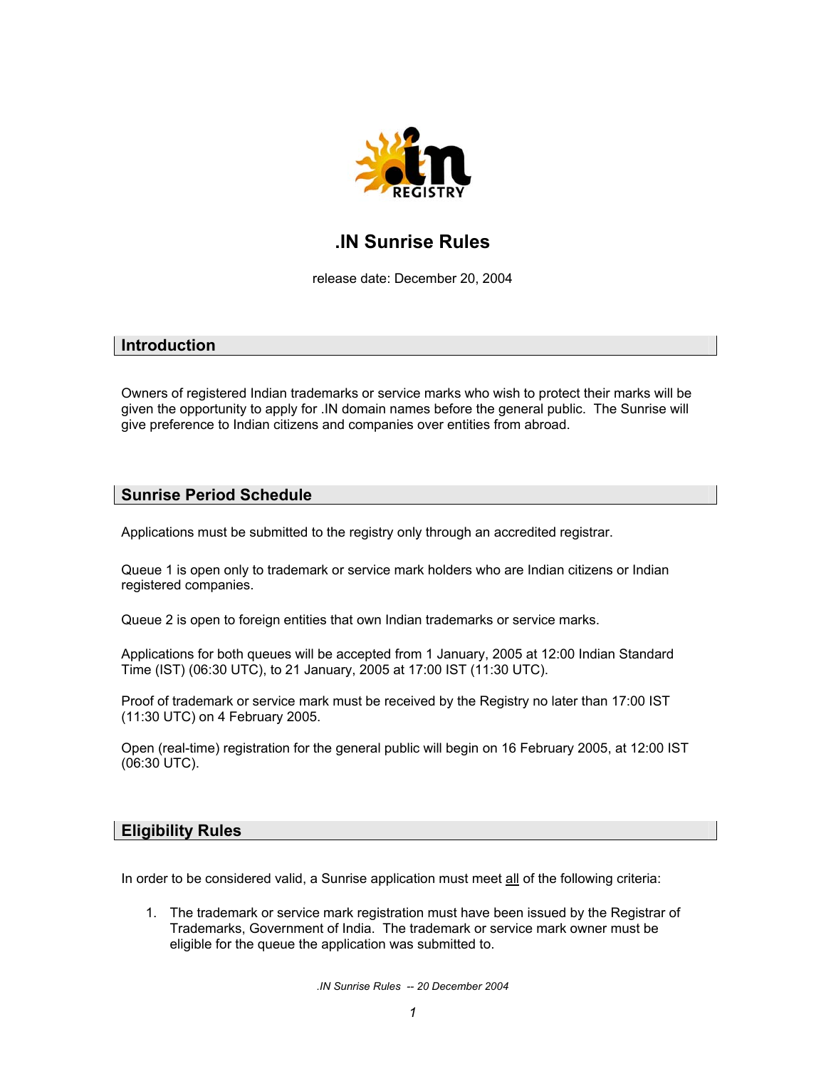# .IN Sunrise Rules

release date: December 20, 2004

## Introduction

Owners of registered Indian trademarks or service marks who wish to protect their marks will be given the opportunity to apply for .IN domain names before the general public. The Sunrise will give preference to Indian citizens and companies over entities from abroad.

## Sunrise Period Schedule

Applications must be submitted to the registry only through an accredited registrar.

Queue 1 is open only to trademark or service mark holders who are Indian citizens or Indian registered companies.

Queue 2 is open to foreign entities that own Indian trademarks or service marks.

Applications for both queues will be accepted from 1 January, 2005 at 12:00 Indian Standard Time (IST) (06:30 UTC), to 21 January, 2005 at 17:00 IST (11:30 UTC).

Proof of trademark or service mark must be received by the Registry no later than 17:00 IST (11:30 UTC) on 4 February 2005.

Open (real-time) registration for the general public will begin on 16 February 2005, at 12:00 IST (06:30 UTC).

## Eligibility Rules

In order to be considered valid, a Sunrise application must meet all of the following criteria:

1. The trademark or service mark registration must have been issued by the Registrar of Trademarks, Government of India. The trademark or service mark owner must be eligible for the queue the application was submitted to.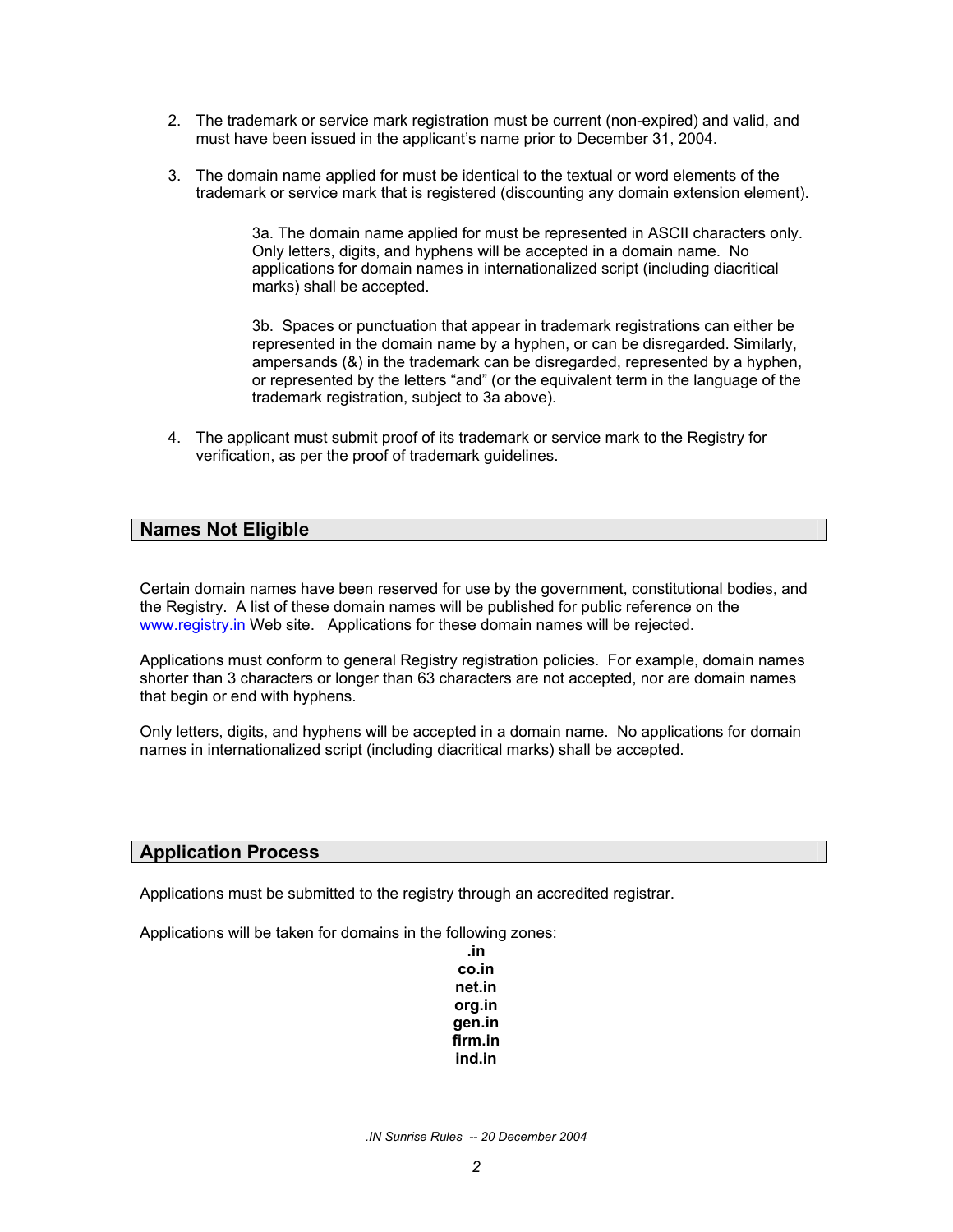2. The trademark or service mark registration must be current (non-expired) and valid, and must have been issued in the applicant's name prior to December 31, 2004.

3. The domain name applied for must be identical to the textual or word elements of the trademark or service mark that is registered (discounting any domain extension element).

   3a. The domain name applied for must be represented in ASCII characters only. Only letters, digits, and hyphens will be accepted in a domain name. No applications for domain names in internationalized script (including diacritical marks) shall be accepted.

   3b. Spaces or punctuation that appear in trademark registrations can either be represented in the domain name by a hyphen, or can be disregarded. Similarly, ampersands (&) in the trademark can be disregarded, represented by a hyphen, or represented by the letters "and" (or the equivalent term in the language of the trademark registration, subject to 3a above).

4. The applicant must submit proof of its trademark or service mark to the Registry for verification, as per the proof of trademark guidelines.

## Names Not Eligible

Certain domain names have been reserved for use by the government, constitutional bodies, and the Registry. A list of these domain names will be published for public reference on the [www.registry.in](http://www.registry.in) Web site. Applications for these domain names will be rejected.

Applications must conform to general Registry registration policies. For example, domain names shorter than 3 characters or longer than 63 characters are not accepted, nor are domain names that begin or end with hyphens.

Only letters, digits, and hyphens will be accepted in a domain name. No applications for domain names in internationalized script (including diacritical marks) shall be accepted.

## Application Process

Applications must be submitted to the registry through an accredited registrar.

Applications will be taken for domains in the following zones:

**.in**
**co.in**
**net.in**
**org.in**
**gen.in**
**firm.in**
**ind.in**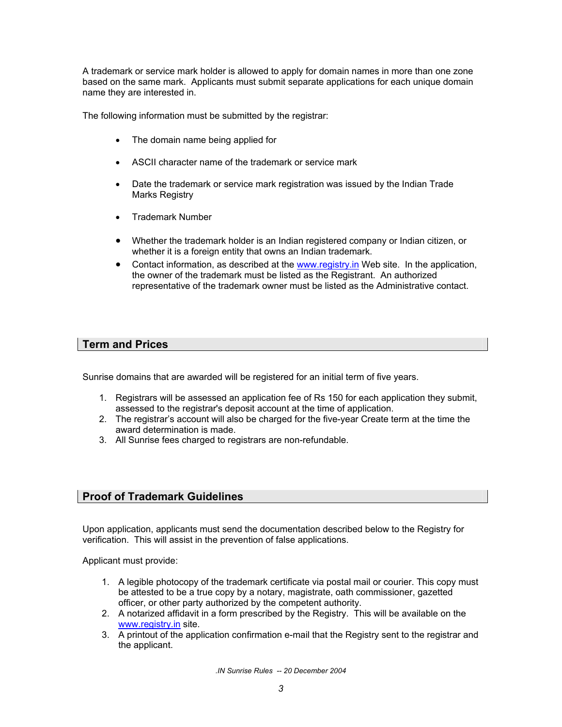A trademark or service mark holder is allowed to apply for domain names in more than one zone based on the same mark. Applicants must submit separate applications for each unique domain name they are interested in.

The following information must be submitted by the registrar:

- The domain name being applied for
- ASCII character name of the trademark or service mark
- Date the trademark or service mark registration was issued by the Indian Trade Marks Registry
- Trademark Number
- Whether the trademark holder is an Indian registered company or Indian citizen, or whether it is a foreign entity that owns an Indian trademark.
- Contact information, as described at the www.registry.in Web site. In the application, the owner of the trademark must be listed as the Registrant. An authorized representative of the trademark owner must be listed as the Administrative contact.

## Term and Prices

Sunrise domains that are awarded will be registered for an initial term of five years.

1. Registrars will be assessed an application fee of Rs 150 for each application they submit, assessed to the registrar's deposit account at the time of application.
2. The registrar's account will also be charged for the five-year Create term at the time the award determination is made.
3. All Sunrise fees charged to registrars are non-refundable.

## Proof of Trademark Guidelines

Upon application, applicants must send the documentation described below to the Registry for verification. This will assist in the prevention of false applications.

Applicant must provide:

1. A legible photocopy of the trademark certificate via postal mail or courier. This copy must be attested to be a true copy by a notary, magistrate, oath commissioner, gazetted officer, or other party authorized by the competent authority.
2. A notarized affidavit in a form prescribed by the Registry. This will be available on the www.registry.in site.
3. A printout of the application confirmation e-mail that the Registry sent to the registrar and the applicant.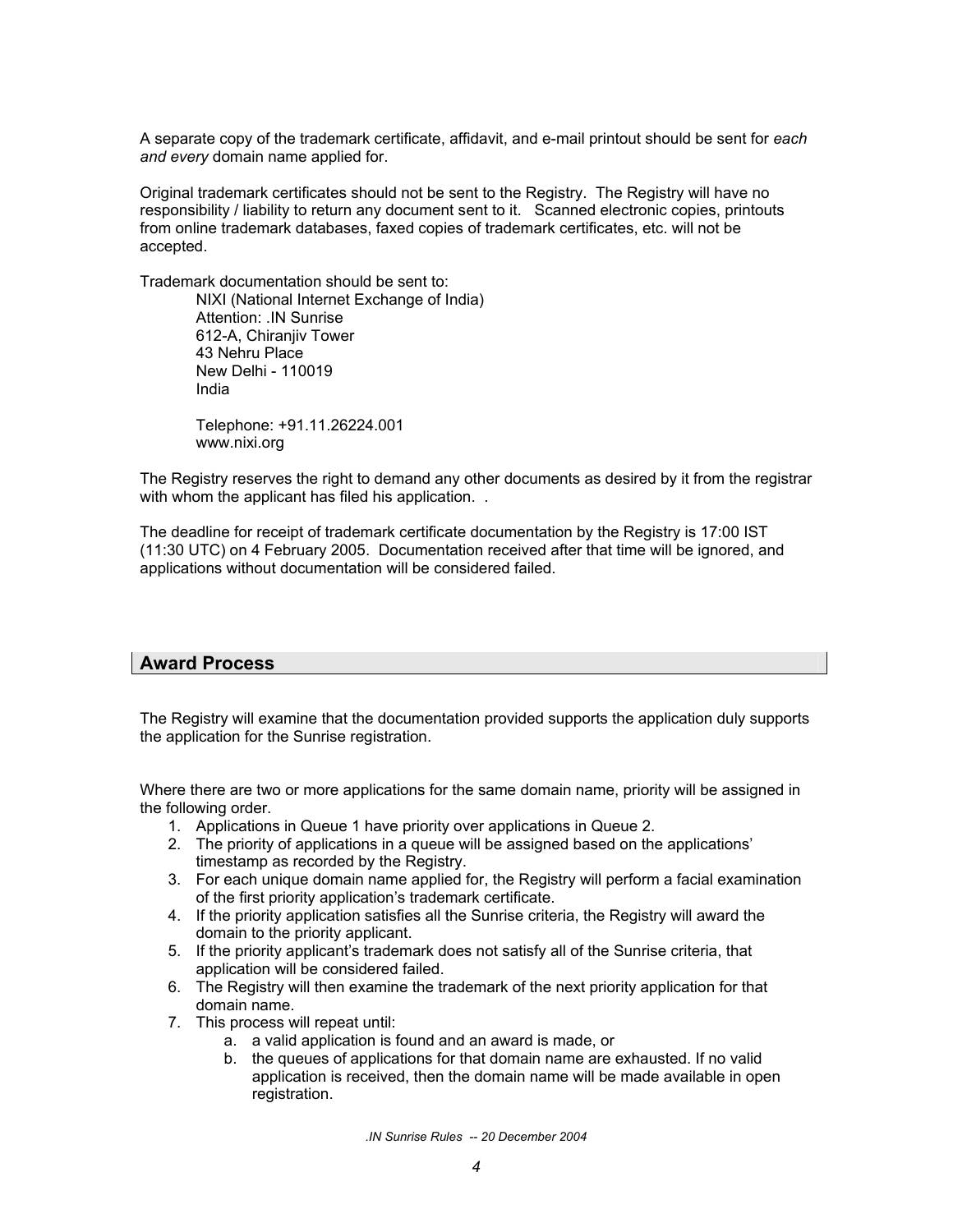A separate copy of the trademark certificate, affidavit, and e-mail printout should be sent for *each and every* domain name applied for.

Original trademark certificates should not be sent to the Registry. The Registry will have no responsibility / liability to return any document sent to it. Scanned electronic copies, printouts from online trademark databases, faxed copies of trademark certificates, etc. will not be accepted.

Trademark documentation should be sent to:

NIXI (National Internet Exchange of India)
Attention: .IN Sunrise
612-A, Chiranjiv Tower
43 Nehru Place
New Delhi - 110019
India

Telephone: +91.11.26224.001
www.nixi.org

The Registry reserves the right to demand any other documents as desired by it from the registrar with whom the applicant has filed his application. .

The deadline for receipt of trademark certificate documentation by the Registry is 17:00 IST (11:30 UTC) on 4 February 2005. Documentation received after that time will be ignored, and applications without documentation will be considered failed.

## Award Process

The Registry will examine that the documentation provided supports the application duly supports the application for the Sunrise registration.

Where there are two or more applications for the same domain name, priority will be assigned in the following order.

1. Applications in Queue 1 have priority over applications in Queue 2.
2. The priority of applications in a queue will be assigned based on the applications' timestamp as recorded by the Registry.
3. For each unique domain name applied for, the Registry will perform a facial examination of the first priority application's trademark certificate.
4. If the priority application satisfies all the Sunrise criteria, the Registry will award the domain to the priority applicant.
5. If the priority applicant's trademark does not satisfy all of the Sunrise criteria, that application will be considered failed.
6. The Registry will then examine the trademark of the next priority application for that domain name.
7. This process will repeat until:
    a. a valid application is found and an award is made, or
    b. the queues of applications for that domain name are exhausted. If no valid application is received, then the domain name will be made available in open registration.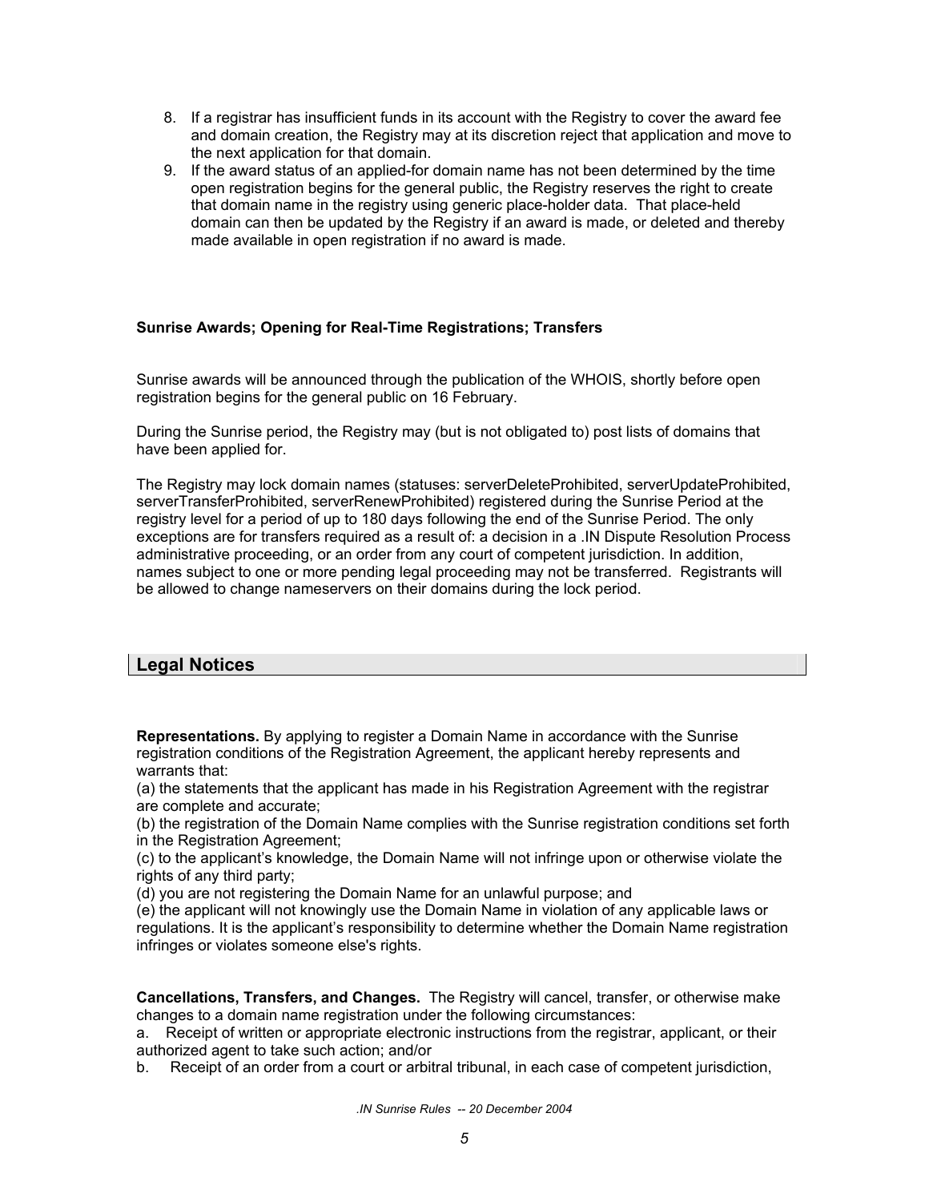8. If a registrar has insufficient funds in its account with the Registry to cover the award fee and domain creation, the Registry may at its discretion reject that application and move to the next application for that domain.
9. If the award status of an applied-for domain name has not been determined by the time open registration begins for the general public, the Registry reserves the right to create that domain name in the registry using generic place-holder data. That place-held domain can then be updated by the Registry if an award is made, or deleted and thereby made available in open registration if no award is made.

**Sunrise Awards; Opening for Real-Time Registrations; Transfers**

Sunrise awards will be announced through the publication of the WHOIS, shortly before open registration begins for the general public on 16 February.

During the Sunrise period, the Registry may (but is not obligated to) post lists of domains that have been applied for.

The Registry may lock domain names (statuses: serverDeleteProhibited, serverUpdateProhibited, serverTransferProhibited, serverRenewProhibited) registered during the Sunrise Period at the registry level for a period of up to 180 days following the end of the Sunrise Period. The only exceptions are for transfers required as a result of: a decision in a .IN Dispute Resolution Process administrative proceeding, or an order from any court of competent jurisdiction. In addition, names subject to one or more pending legal proceeding may not be transferred. Registrants will be allowed to change nameservers on their domains during the lock period.

## Legal Notices

**Representations.** By applying to register a Domain Name in accordance with the Sunrise registration conditions of the Registration Agreement, the applicant hereby represents and warrants that:

(a) the statements that the applicant has made in his Registration Agreement with the registrar are complete and accurate;

(b) the registration of the Domain Name complies with the Sunrise registration conditions set forth in the Registration Agreement;

(c) to the applicant's knowledge, the Domain Name will not infringe upon or otherwise violate the rights of any third party;

(d) you are not registering the Domain Name for an unlawful purpose; and

(e) the applicant will not knowingly use the Domain Name in violation of any applicable laws or regulations. It is the applicant's responsibility to determine whether the Domain Name registration infringes or violates someone else's rights.

**Cancellations, Transfers, and Changes.** The Registry will cancel, transfer, or otherwise make changes to a domain name registration under the following circumstances:

a. Receipt of written or appropriate electronic instructions from the registrar, applicant, or their authorized agent to take such action; and/or

b. Receipt of an order from a court or arbitral tribunal, in each case of competent jurisdiction,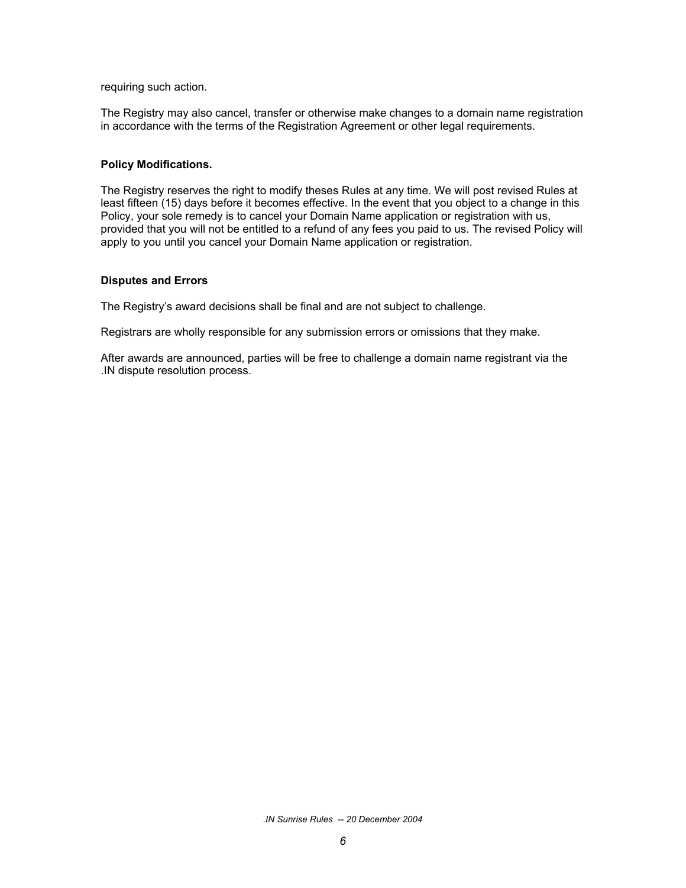requiring such action.

The Registry may also cancel, transfer or otherwise make changes to a domain name registration in accordance with the terms of the Registration Agreement or other legal requirements.

**Policy Modifications.**

The Registry reserves the right to modify theses Rules at any time. We will post revised Rules at least fifteen (15) days before it becomes effective. In the event that you object to a change in this Policy, your sole remedy is to cancel your Domain Name application or registration with us, provided that you will not be entitled to a refund of any fees you paid to us. The revised Policy will apply to you until you cancel your Domain Name application or registration.

**Disputes and Errors**

The Registry's award decisions shall be final and are not subject to challenge.

Registrars are wholly responsible for any submission errors or omissions that they make.

After awards are announced, parties will be free to challenge a domain name registrant via the .IN dispute resolution process.